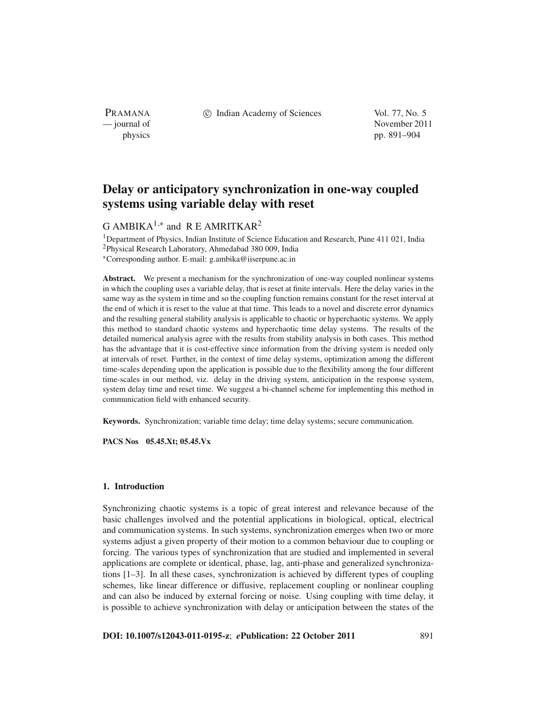# Delay or anticipatory synchronization in one-way coupled systems using variable delay with reset

G AMBIKA[1,*] and R E AMRITKAR[2]

[1]Department of Physics, Indian Institute of Science Education and Research, Pune 411 021, India
[2]Physical Research Laboratory, Ahmedabad 380 009, India
*Corresponding author. E-mail: g.ambika@iiserpune.ac.in

**Abstract.** We present a mechanism for the synchronization of one-way coupled nonlinear systems in which the coupling uses a variable delay, that is reset at finite intervals. Here the delay varies in the same way as the system in time and so the coupling function remains constant for the reset interval at the end of which it is reset to the value at that time. This leads to a novel and discrete error dynamics and the resulting general stability analysis is applicable to chaotic or hyperchaotic systems. We apply this method to standard chaotic systems and hyperchaotic time delay systems. The results of the detailed numerical analysis agree with the results from stability analysis in both cases. This method has the advantage that it is cost-effective since information from the driving system is needed only at intervals of reset. Further, in the context of time delay systems, optimization among the different time-scales depending upon the application is possible due to the flexibility among the four different time-scales in our method, viz. delay in the driving system, anticipation in the response system, system delay time and reset time. We suggest a bi-channel scheme for implementing this method in communication field with enhanced security.

**Keywords.** Synchronization; variable time delay; time delay systems; secure communication.

**PACS Nos** 05.45.Xt; 05.45.Vx

## 1. Introduction

Synchronizing chaotic systems is a topic of great interest and relevance because of the basic challenges involved and the potential applications in biological, optical, electrical and communication systems. In such systems, synchronization emerges when two or more systems adjust a given property of their motion to a common behaviour due to coupling or forcing. The various types of synchronization that are studied and implemented in several applications are complete or identical, phase, lag, anti-phase and generalized synchronizations [1–3]. In all these cases, synchronization is achieved by different types of coupling schemes, like linear difference or diffusive, replacement coupling or nonlinear coupling and can also be induced by external forcing or noise. Using coupling with time delay, it is possible to achieve synchronization with delay or anticipation between the states of the

**DOI: 10.1007/s12043-011-0195-z**; ***e*Publication: 22 October 2011**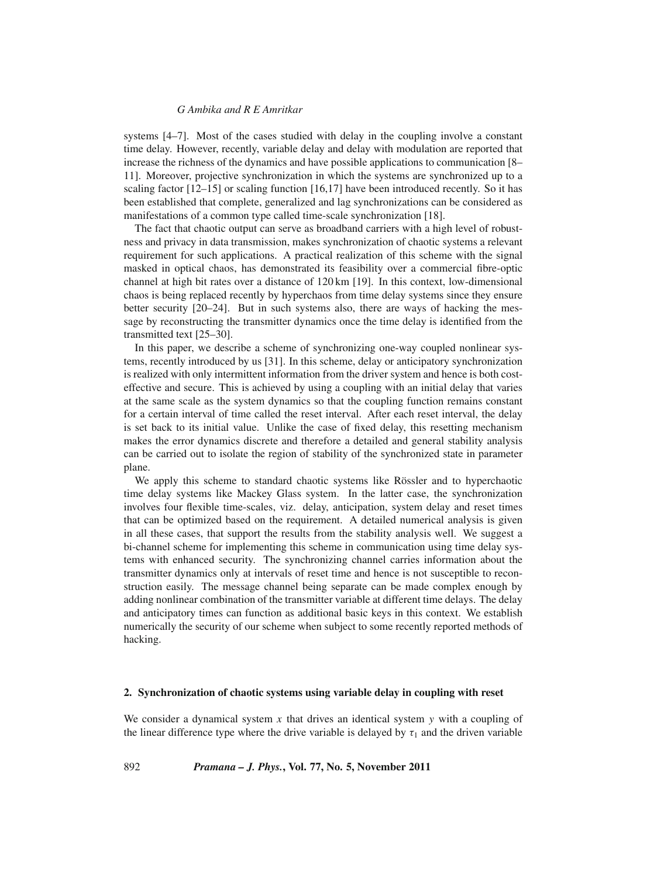systems [4–7]. Most of the cases studied with delay in the coupling involve a constant time delay. However, recently, variable delay and delay with modulation are reported that increase the richness of the dynamics and have possible applications to communication [8–11]. Moreover, projective synchronization in which the systems are synchronized up to a scaling factor [12–15] or scaling function [16,17] have been introduced recently. So it has been established that complete, generalized and lag synchronizations can be considered as manifestations of a common type called time-scale synchronization [18].

The fact that chaotic output can serve as broadband carriers with a high level of robustness and privacy in data transmission, makes synchronization of chaotic systems a relevant requirement for such applications. A practical realization of this scheme with the signal masked in optical chaos, has demonstrated its feasibility over a commercial fibre-optic channel at high bit rates over a distance of 120 km [19]. In this context, low-dimensional chaos is being replaced recently by hyperchaos from time delay systems since they ensure better security [20–24]. But in such systems also, there are ways of hacking the message by reconstructing the transmitter dynamics once the time delay is identified from the transmitted text [25–30].

In this paper, we describe a scheme of synchronizing one-way coupled nonlinear systems, recently introduced by us [31]. In this scheme, delay or anticipatory synchronization is realized with only intermittent information from the driver system and hence is both cost-effective and secure. This is achieved by using a coupling with an initial delay that varies at the same scale as the system dynamics so that the coupling function remains constant for a certain interval of time called the reset interval. After each reset interval, the delay is set back to its initial value. Unlike the case of fixed delay, this resetting mechanism makes the error dynamics discrete and therefore a detailed and general stability analysis can be carried out to isolate the region of stability of the synchronized state in parameter plane.

We apply this scheme to standard chaotic systems like Rössler and to hyperchaotic time delay systems like Mackey Glass system. In the latter case, the synchronization involves four flexible time-scales, viz. delay, anticipation, system delay and reset times that can be optimized based on the requirement. A detailed numerical analysis is given in all these cases, that support the results from the stability analysis well. We suggest a bi-channel scheme for implementing this scheme in communication using time delay systems with enhanced security. The synchronizing channel carries information about the transmitter dynamics only at intervals of reset time and hence is not susceptible to reconstruction easily. The message channel being separate can be made complex enough by adding nonlinear combination of the transmitter variable at different time delays. The delay and anticipatory times can function as additional basic keys in this context. We establish numerically the security of our scheme when subject to some recently reported methods of hacking.

## 2. Synchronization of chaotic systems using variable delay in coupling with reset

We consider a dynamical system $x$ that drives an identical system $y$ with a coupling of the linear difference type where the drive variable is delayed by $\tau_1$ and the driven variable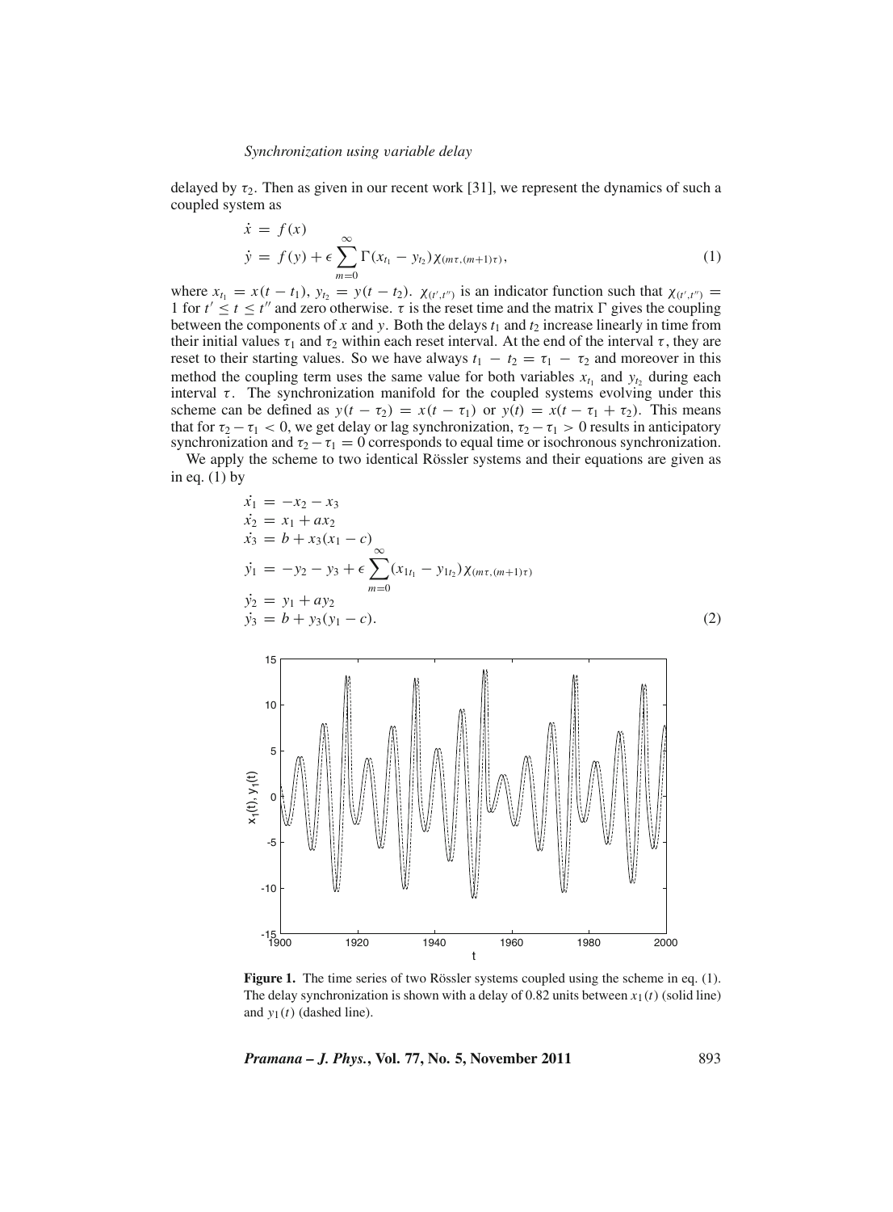delayed by $\tau_2$. Then as given in our recent work [31], we represent the dynamics of such a coupled system as

$$
\begin{aligned}
\dot{x} &= f(x) \\
\dot{y} &= f(y) + \epsilon \sum_{m=0}^{\infty} \Gamma(x_{t_1} - y_{t_2}) \chi_{(m\tau,(m+1)\tau)},
\end{aligned}
\tag{1}
$$

where $x_{t_1} = x(t - t_1)$, $y_{t_2} = y(t - t_2)$. $\chi_{(t',t'')}$ is an indicator function such that $\chi_{(t',t'')} = 1$ for $t' \leq t \leq t''$ and zero otherwise. $\tau$ is the reset time and the matrix $\Gamma$ gives the coupling between the components of $x$ and $y$. Both the delays $t_1$ and $t_2$ increase linearly in time from their initial values $\tau_1$ and $\tau_2$ within each reset interval. At the end of the interval $\tau$, they are reset to their starting values. So we have always $t_1 - t_2 = \tau_1 - \tau_2$ and moreover in this method the coupling term uses the same value for both variables $x_{t_1}$ and $y_{t_2}$ during each interval $\tau$. The synchronization manifold for the coupled systems evolving under this scheme can be defined as $y(t - \tau_2) = x(t - \tau_1)$ or $y(t) = x(t - \tau_1 + \tau_2)$. This means that for $\tau_2 - \tau_1 < 0$, we get delay or lag synchronization, $\tau_2 - \tau_1 > 0$ results in anticipatory synchronization and $\tau_2 - \tau_1 = 0$ corresponds to equal time or isochronous synchronization.

We apply the scheme to two identical Rössler systems and their equations are given as in eq. (1) by

$$
\begin{aligned}
\dot{x_1} &= -x_2 - x_3 \\
\dot{x_2} &= x_1 + a x_2 \\
\dot{x_3} &= b + x_3(x_1 - c) \\
\dot{y_1} &= -y_2 - y_3 + \epsilon \sum_{m=0}^{\infty} (x_{1t_1} - y_{1t_2}) \chi_{(m\tau,(m+1)\tau)} \\
\dot{y_2} &= y_1 + a y_2 \\
\dot{y_3} &= b + y_3(y_1 - c).
\end{aligned}
\tag{2}
$$

**Figure 1.** The time series of two Rössler systems coupled using the scheme in eq. (1). The delay synchronization is shown with a delay of 0.82 units between $x_1(t)$ (solid line) and $y_1(t)$ (dashed line).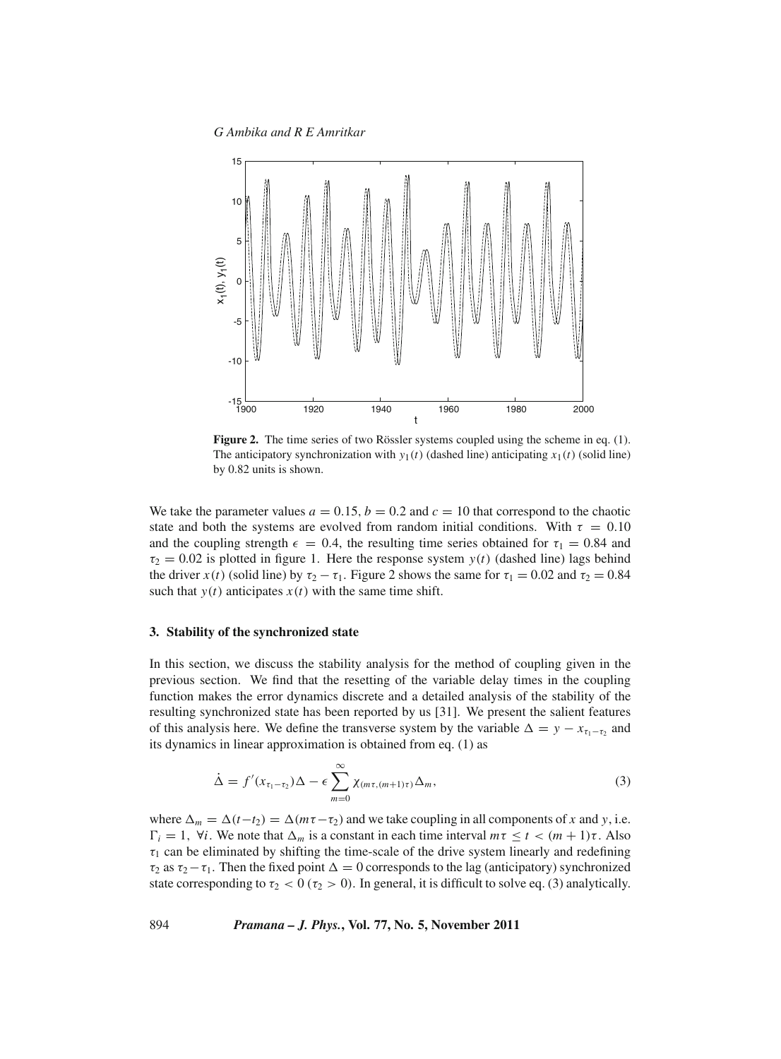**Figure 2.** The time series of two Rössler systems coupled using the scheme in eq. (1). The anticipatory synchronization with $y_1(t)$ (dashed line) anticipating $x_1(t)$ (solid line) by 0.82 units is shown.

We take the parameter values $a = 0.15$, $b = 0.2$ and $c = 10$ that correspond to the chaotic state and both the systems are evolved from random initial conditions. With $\tau = 0.10$ and the coupling strength $\epsilon = 0.4$, the resulting time series obtained for $\tau_1 = 0.84$ and $\tau_2 = 0.02$ is plotted in figure 1. Here the response system $y(t)$ (dashed line) lags behind the driver $x(t)$ (solid line) by $\tau_2 - \tau_1$. Figure 2 shows the same for $\tau_1 = 0.02$ and $\tau_2 = 0.84$ such that $y(t)$ anticipates $x(t)$ with the same time shift.

## 3. Stability of the synchronized state

In this section, we discuss the stability analysis for the method of coupling given in the previous section. We find that the resetting of the variable delay times in the coupling function makes the error dynamics discrete and a detailed analysis of the stability of the resulting synchronized state has been reported by us [31]. We present the salient features of this analysis here. We define the transverse system by the variable $\Delta = y - x_{\tau_1 - \tau_2}$ and its dynamics in linear approximation is obtained from eq. (1) as

$$\dot{\Delta} = f'(x_{\tau_1 - \tau_2})\Delta - \epsilon \sum_{m=0}^{\infty} \chi_{(m\tau,(m+1)\tau)} \Delta_m, \tag{3}$$

where $\Delta_m = \Delta(t - t_2) = \Delta(m\tau - \tau_2)$ and we take coupling in all components of $x$ and $y$, i.e. $\Gamma_i = 1$, $\forall i$. We note that $\Delta_m$ is a constant in each time interval $m\tau \leq t < (m+1)\tau$. Also $\tau_1$ can be eliminated by shifting the time-scale of the drive system linearly and redefining $\tau_2$ as $\tau_2 - \tau_1$. Then the fixed point $\Delta = 0$ corresponds to the lag (anticipatory) synchronized state corresponding to $\tau_2 < 0$ ($\tau_2 > 0$). In general, it is difficult to solve eq. (3) analytically.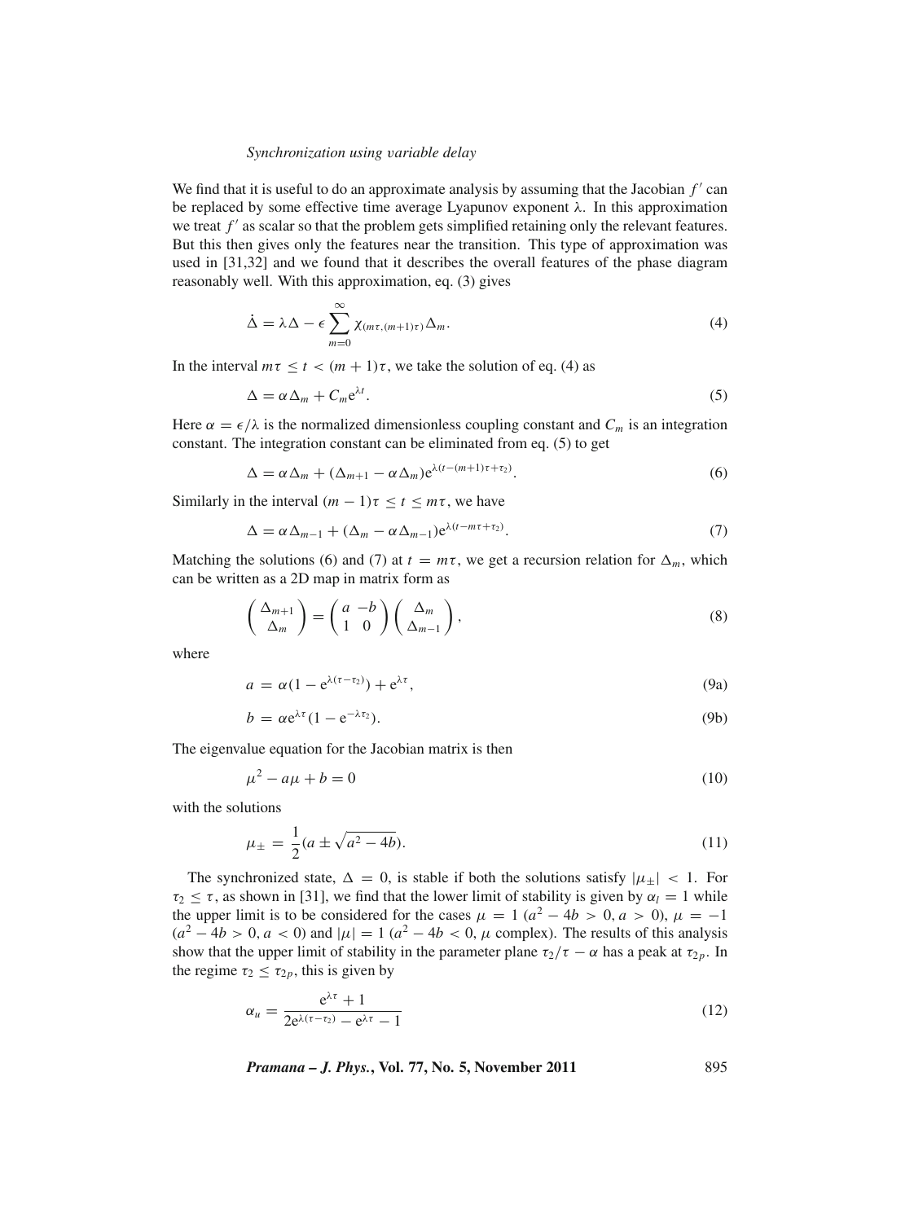We find that it is useful to do an approximate analysis by assuming that the Jacobian $f'$ can be replaced by some effective time average Lyapunov exponent $\lambda$. In this approximation we treat $f'$ as scalar so that the problem gets simplified retaining only the relevant features. But this then gives only the features near the transition. This type of approximation was used in [31,32] and we found that it describes the overall features of the phase diagram reasonably well. With this approximation, eq. (3) gives

$$\dot{\Delta} = \lambda\Delta - \epsilon \sum_{m=0}^{\infty} \chi_{(m\tau,(m+1)\tau)}\Delta_m. \tag{4}$$

In the interval $m\tau \leq t < (m+1)\tau$, we take the solution of eq. (4) as

$$\Delta = \alpha\Delta_m + C_m \mathrm{e}^{\lambda t}. \tag{5}$$

Here $\alpha = \epsilon/\lambda$ is the normalized dimensionless coupling constant and $C_m$ is an integration constant. The integration constant can be eliminated from eq. (5) to get

$$\Delta = \alpha\Delta_m + (\Delta_{m+1} - \alpha\Delta_m)\mathrm{e}^{\lambda(t-(m+1)\tau+\tau_2)}. \tag{6}$$

Similarly in the interval $(m-1)\tau \leq t \leq m\tau$, we have

$$\Delta = \alpha\Delta_{m-1} + (\Delta_m - \alpha\Delta_{m-1})\mathrm{e}^{\lambda(t-m\tau+\tau_2)}. \tag{7}$$

Matching the solutions (6) and (7) at $t = m\tau$, we get a recursion relation for $\Delta_m$, which can be written as a 2D map in matrix form as

$$\begin{pmatrix} \Delta_{m+1} \\ \Delta_m \end{pmatrix} = \begin{pmatrix} a & -b \\ 1 & 0 \end{pmatrix} \begin{pmatrix} \Delta_m \\ \Delta_{m-1} \end{pmatrix}, \tag{8}$$

where

$$a = \alpha(1 - \mathrm{e}^{\lambda(\tau-\tau_2)}) + \mathrm{e}^{\lambda\tau}, \tag{9a}$$

$$b = \alpha \mathrm{e}^{\lambda\tau}(1 - \mathrm{e}^{-\lambda\tau_2}). \tag{9b}$$

The eigenvalue equation for the Jacobian matrix is then

$$\mu^2 - a\mu + b = 0 \tag{10}$$

with the solutions

$$\mu_{\pm} = \frac{1}{2}(a \pm \sqrt{a^2 - 4b}). \tag{11}$$

The synchronized state, $\Delta = 0$, is stable if both the solutions satisfy $|\mu_{\pm}| < 1$. For $\tau_2 \leq \tau$, as shown in [31], we find that the lower limit of stability is given by $\alpha_l = 1$ while the upper limit is to be considered for the cases $\mu = 1$ ($a^2 - 4b > 0, a > 0$), $\mu = -1$ ($a^2 - 4b > 0, a < 0$) and $|\mu| = 1$ ($a^2 - 4b < 0$, $\mu$ complex). The results of this analysis show that the upper limit of stability in the parameter plane $\tau_2/\tau - \alpha$ has a peak at $\tau_{2p}$. In the regime $\tau_2 \leq \tau_{2p}$, this is given by

$$\alpha_u = \frac{\mathrm{e}^{\lambda\tau} + 1}{2\mathrm{e}^{\lambda(\tau-\tau_2)} - \mathrm{e}^{\lambda\tau} - 1} \tag{12}$$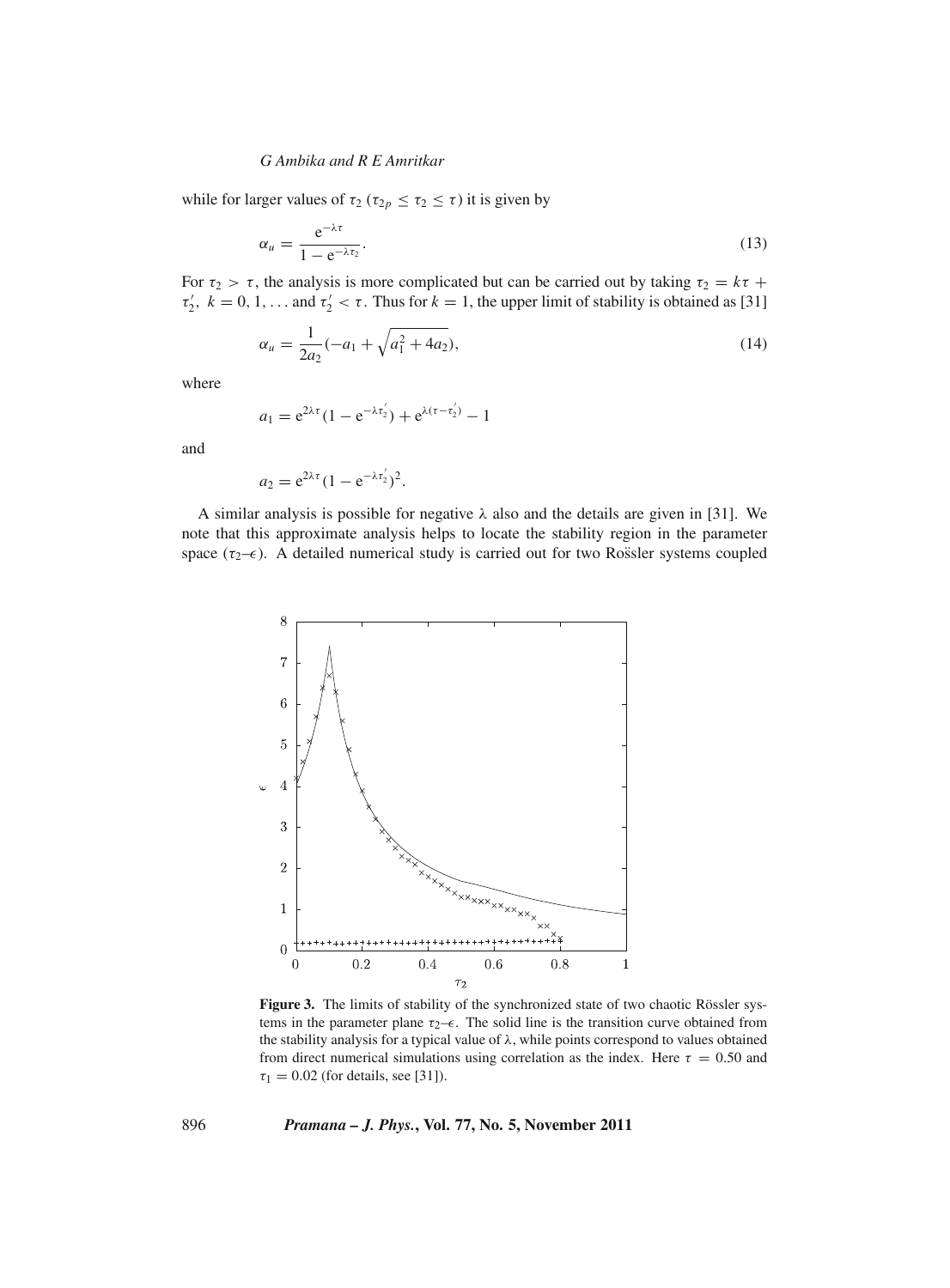while for larger values of $\tau_2$ ($\tau_{2p} \leq \tau_2 \leq \tau$) it is given by

$$\alpha_u = \frac{e^{-\lambda\tau}}{1 - e^{-\lambda\tau_2}}. \tag{13}$$

For $\tau_2 > \tau$, the analysis is more complicated but can be carried out by taking $\tau_2 = k\tau + \tau_2'$, $k = 0, 1, \ldots$ and $\tau_2' < \tau$. Thus for $k = 1$, the upper limit of stability is obtained as [31]

$$\alpha_u = \frac{1}{2a_2}\left(-a_1 + \sqrt{a_1^2 + 4a_2}\right), \tag{14}$$

where

$$a_1 = e^{2\lambda\tau}(1 - e^{-\lambda\tau_2'}) + e^{\lambda(\tau - \tau_2')} - 1$$

and

$$a_2 = e^{2\lambda\tau}(1 - e^{-\lambda\tau_2'})^2.$$

A similar analysis is possible for negative $\lambda$ also and the details are given in [31]. We note that this approximate analysis helps to locate the stability region in the parameter space ($\tau_2$–$\epsilon$). A detailed numerical study is carried out for two Roßsler systems coupled

**Figure 3.** The limits of stability of the synchronized state of two chaotic Rössler systems in the parameter plane $\tau_2$–$\epsilon$. The solid line is the transition curve obtained from the stability analysis for a typical value of $\lambda$, while points correspond to values obtained from direct numerical simulations using correlation as the index. Here $\tau = 0.50$ and $\tau_1 = 0.02$ (for details, see [31]).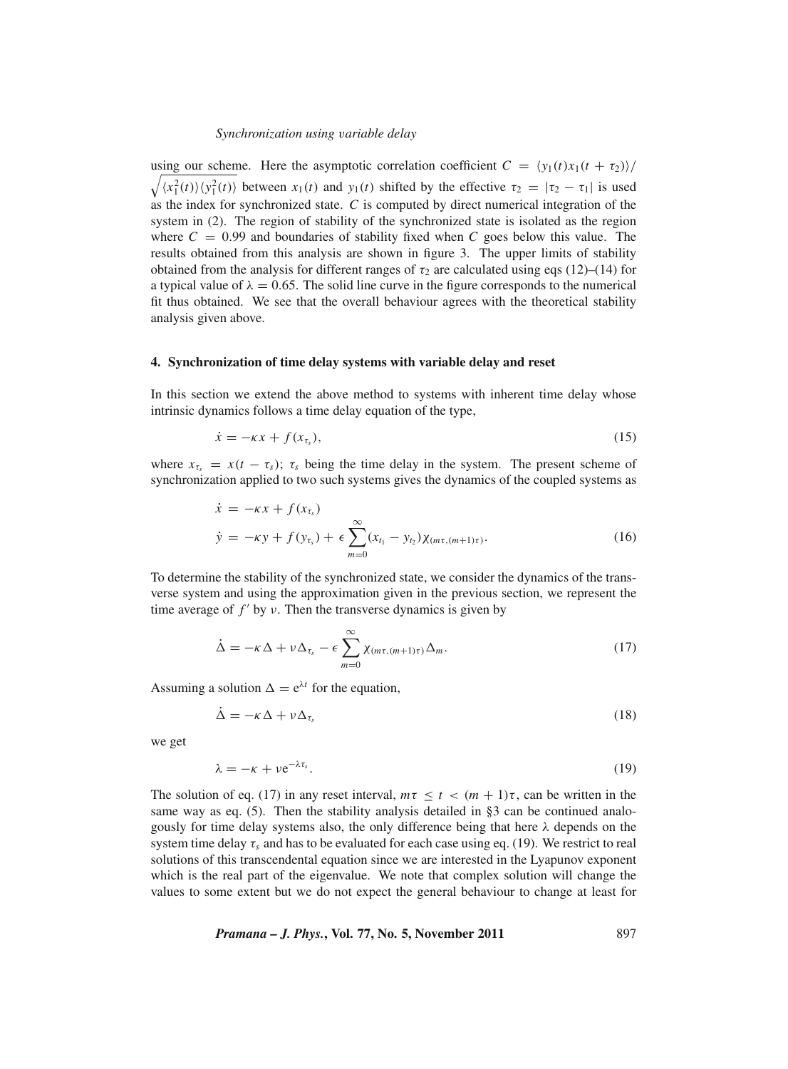using our scheme. Here the asymptotic correlation coefficient $C = \langle y_1(t)x_1(t+\tau_2)\rangle / \sqrt{\langle x_1^2(t)\rangle\langle y_1^2(t)\rangle}$ between $x_1(t)$ and $y_1(t)$ shifted by the effective $\tau_2 = |\tau_2 - \tau_1|$ is used as the index for synchronized state. $C$ is computed by direct numerical integration of the system in (2). The region of stability of the synchronized state is isolated as the region where $C = 0.99$ and boundaries of stability fixed when $C$ goes below this value. The results obtained from this analysis are shown in figure 3. The upper limits of stability obtained from the analysis for different ranges of $\tau_2$ are calculated using eqs (12)–(14) for a typical value of $\lambda = 0.65$. The solid line curve in the figure corresponds to the numerical fit thus obtained. We see that the overall behaviour agrees with the theoretical stability analysis given above.

## 4. Synchronization of time delay systems with variable delay and reset

In this section we extend the above method to systems with inherent time delay whose intrinsic dynamics follows a time delay equation of the type,

$$\dot{x} = -\kappa x + f(x_{\tau_s}), \tag{15}$$

where $x_{\tau_s} = x(t-\tau_s)$; $\tau_s$ being the time delay in the system. The present scheme of synchronization applied to two such systems gives the dynamics of the coupled systems as

$$\begin{aligned}
\dot{x} &= -\kappa x + f(x_{\tau_s}) \\
\dot{y} &= -\kappa y + f(y_{\tau_s}) + \epsilon \sum_{m=0}^{\infty} (x_{t_1} - y_{t_2}) \chi_{(m\tau,(m+1)\tau)}.
\end{aligned} \tag{16}$$

To determine the stability of the synchronized state, we consider the dynamics of the transverse system and using the approximation given in the previous section, we represent the time average of $f'$ by $\nu$. Then the transverse dynamics is given by

$$\dot{\Delta} = -\kappa\Delta + \nu\Delta_{\tau_s} - \epsilon \sum_{m=0}^{\infty} \chi_{(m\tau,(m+1)\tau)} \Delta_m. \tag{17}$$

Assuming a solution $\Delta = e^{\lambda t}$ for the equation,

$$\dot{\Delta} = -\kappa\Delta + \nu\Delta_{\tau_s} \tag{18}$$

we get

$$\lambda = -\kappa + \nu e^{-\lambda\tau_s}. \tag{19}$$

The solution of eq. (17) in any reset interval, $m\tau \leq t < (m+1)\tau$, can be written in the same way as eq. (5). Then the stability analysis detailed in §3 can be continued analogously for time delay systems also, the only difference being that here $\lambda$ depends on the system time delay $\tau_s$ and has to be evaluated for each case using eq. (19). We restrict to real solutions of this transcendental equation since we are interested in the Lyapunov exponent which is the real part of the eigenvalue. We note that complex solution will change the values to some extent but we do not expect the general behaviour to change at least for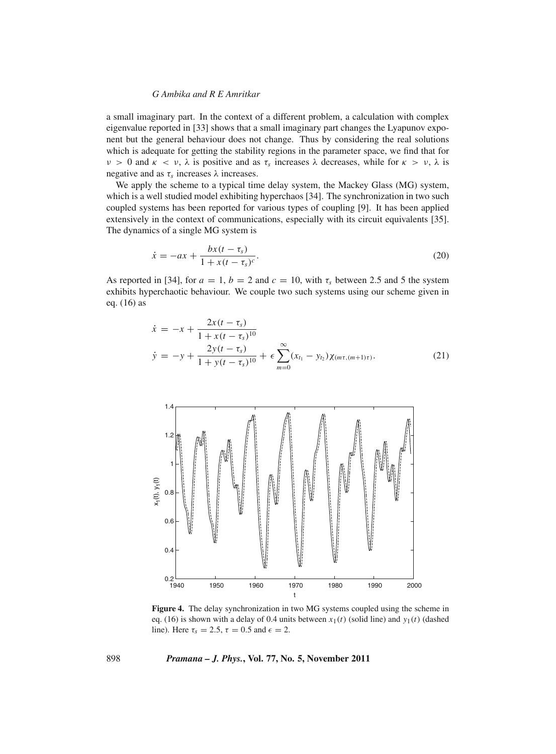a small imaginary part. In the context of a different problem, a calculation with complex eigenvalue reported in [33] shows that a small imaginary part changes the Lyapunov exponent but the general behaviour does not change. Thus by considering the real solutions which is adequate for getting the stability regions in the parameter space, we find that for $\nu > 0$ and $\kappa < \nu$, $\lambda$ is positive and as $\tau_s$ increases $\lambda$ decreases, while for $\kappa > \nu$, $\lambda$ is negative and as $\tau_s$ increases $\lambda$ increases.

We apply the scheme to a typical time delay system, the Mackey Glass (MG) system, which is a well studied model exhibiting hyperchaos [34]. The synchronization in two such coupled systems has been reported for various types of coupling [9]. It has been applied extensively in the context of communications, especially with its circuit equivalents [35]. The dynamics of a single MG system is

$$\dot{x} = -ax + \frac{bx(t-\tau_s)}{1+x(t-\tau_s)^c}. \tag{20}$$

As reported in [34], for $a = 1$, $b = 2$ and $c = 10$, with $\tau_s$ between 2.5 and 5 the system exhibits hyperchaotic behaviour. We couple two such systems using our scheme given in eq. (16) as

$$\begin{aligned}
\dot{x} &= -x + \frac{2x(t-\tau_s)}{1+x(t-\tau_s)^{10}} \\
\dot{y} &= -y + \frac{2y(t-\tau_s)}{1+y(t-\tau_s)^{10}} + \epsilon \sum_{m=0}^{\infty} (x_{t_1} - y_{t_2}) \chi_{(m\tau,(m+1)\tau)}.
\end{aligned} \tag{21}$$

**Figure 4.** The delay synchronization in two MG systems coupled using the scheme in eq. (16) is shown with a delay of 0.4 units between $x_1(t)$ (solid line) and $y_1(t)$ (dashed line). Here $\tau_s = 2.5$, $\tau = 0.5$ and $\epsilon = 2$.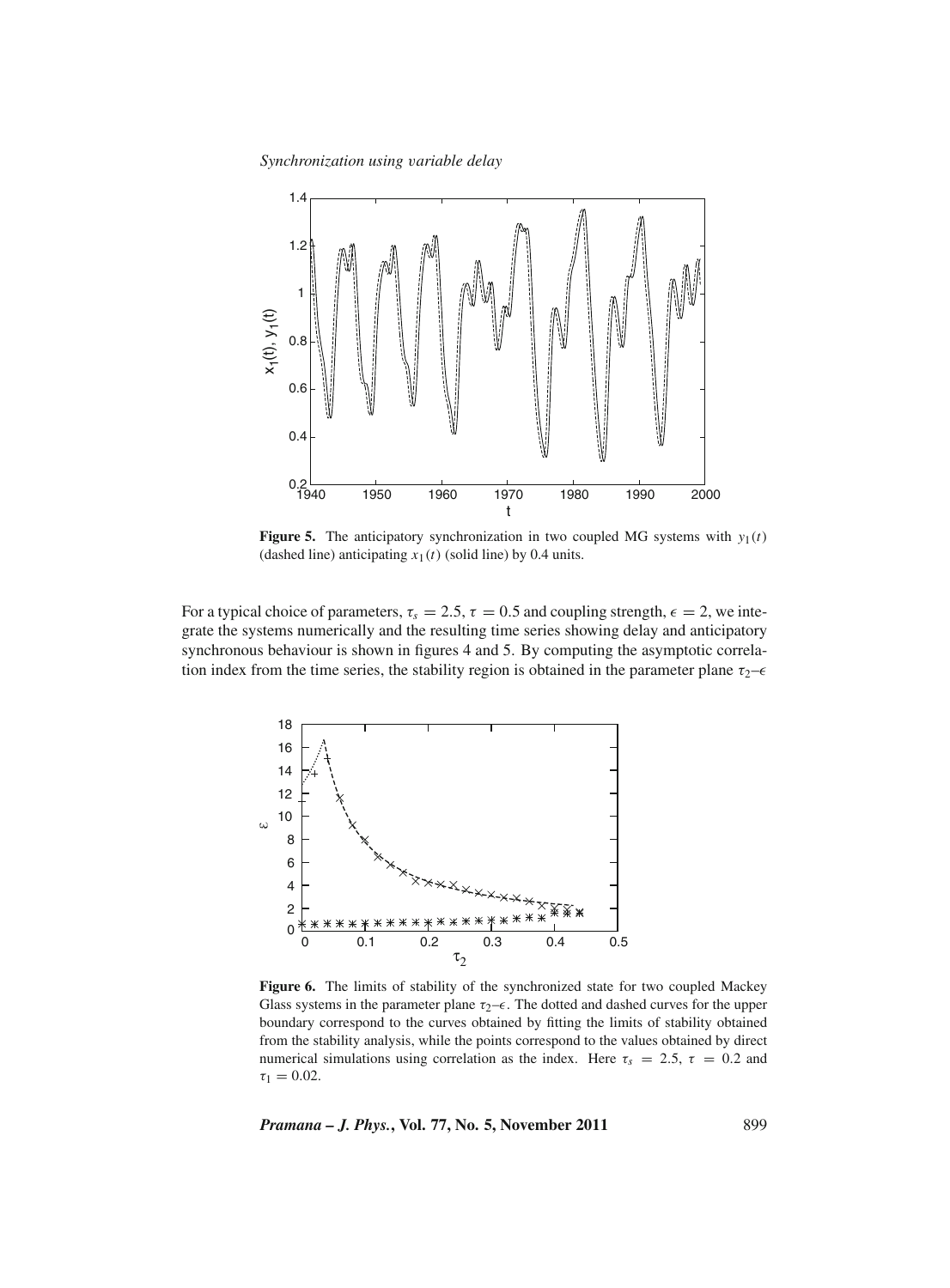**Figure 5.** The anticipatory synchronization in two coupled MG systems with $y_1(t)$ (dashed line) anticipating $x_1(t)$ (solid line) by 0.4 units.

For a typical choice of parameters, $\tau_s = 2.5$, $\tau = 0.5$ and coupling strength, $\epsilon = 2$, we integrate the systems numerically and the resulting time series showing delay and anticipatory synchronous behaviour is shown in figures 4 and 5. By computing the asymptotic correlation index from the time series, the stability region is obtained in the parameter plane $\tau_2$–$\epsilon$

**Figure 6.** The limits of stability of the synchronized state for two coupled Mackey Glass systems in the parameter plane $\tau_2$–$\epsilon$. The dotted and dashed curves for the upper boundary correspond to the curves obtained by fitting the limits of stability obtained from the stability analysis, while the points correspond to the values obtained by direct numerical simulations using correlation as the index. Here $\tau_s = 2.5$, $\tau = 0.2$ and $\tau_1 = 0.02$.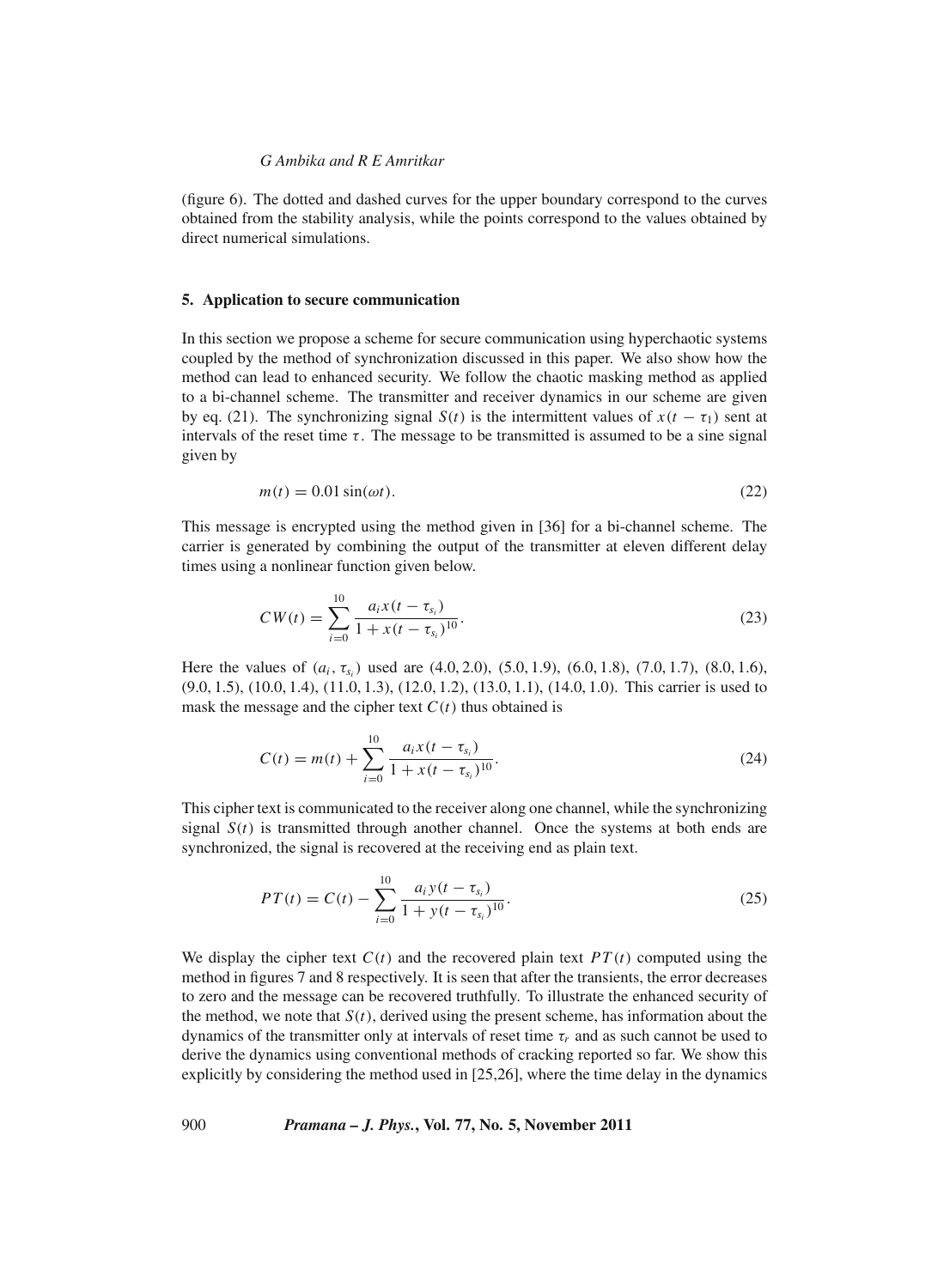(figure 6). The dotted and dashed curves for the upper boundary correspond to the curves obtained from the stability analysis, while the points correspond to the values obtained by direct numerical simulations.

## 5. Application to secure communication

In this section we propose a scheme for secure communication using hyperchaotic systems coupled by the method of synchronization discussed in this paper. We also show how the method can lead to enhanced security. We follow the chaotic masking method as applied to a bi-channel scheme. The transmitter and receiver dynamics in our scheme are given by eq. (21). The synchronizing signal $S(t)$ is the intermittent values of $x(t - \tau_1)$ sent at intervals of the reset time $\tau$. The message to be transmitted is assumed to be a sine signal given by

$$m(t) = 0.01 \sin(\omega t). \tag{22}$$

This message is encrypted using the method given in [36] for a bi-channel scheme. The carrier is generated by combining the output of the transmitter at eleven different delay times using a nonlinear function given below.

$$CW(t) = \sum_{i=0}^{10} \frac{a_i x(t - \tau_{s_i})}{1 + x(t - \tau_{s_i})^{10}}. \tag{23}$$

Here the values of $(a_i, \tau_{s_i})$ used are (4.0, 2.0), (5.0, 1.9), (6.0, 1.8), (7.0, 1.7), (8.0, 1.6), (9.0, 1.5), (10.0, 1.4), (11.0, 1.3), (12.0, 1.2), (13.0, 1.1), (14.0, 1.0). This carrier is used to mask the message and the cipher text $C(t)$ thus obtained is

$$C(t) = m(t) + \sum_{i=0}^{10} \frac{a_i x(t - \tau_{s_i})}{1 + x(t - \tau_{s_i})^{10}}. \tag{24}$$

This cipher text is communicated to the receiver along one channel, while the synchronizing signal $S(t)$ is transmitted through another channel. Once the systems at both ends are synchronized, the signal is recovered at the receiving end as plain text.

$$PT(t) = C(t) - \sum_{i=0}^{10} \frac{a_i y(t - \tau_{s_i})}{1 + y(t - \tau_{s_i})^{10}}. \tag{25}$$

We display the cipher text $C(t)$ and the recovered plain text $PT(t)$ computed using the method in figures 7 and 8 respectively. It is seen that after the transients, the error decreases to zero and the message can be recovered truthfully. To illustrate the enhanced security of the method, we note that $S(t)$, derived using the present scheme, has information about the dynamics of the transmitter only at intervals of reset time $\tau_r$ and as such cannot be used to derive the dynamics using conventional methods of cracking reported so far. We show this explicitly by considering the method used in [25,26], where the time delay in the dynamics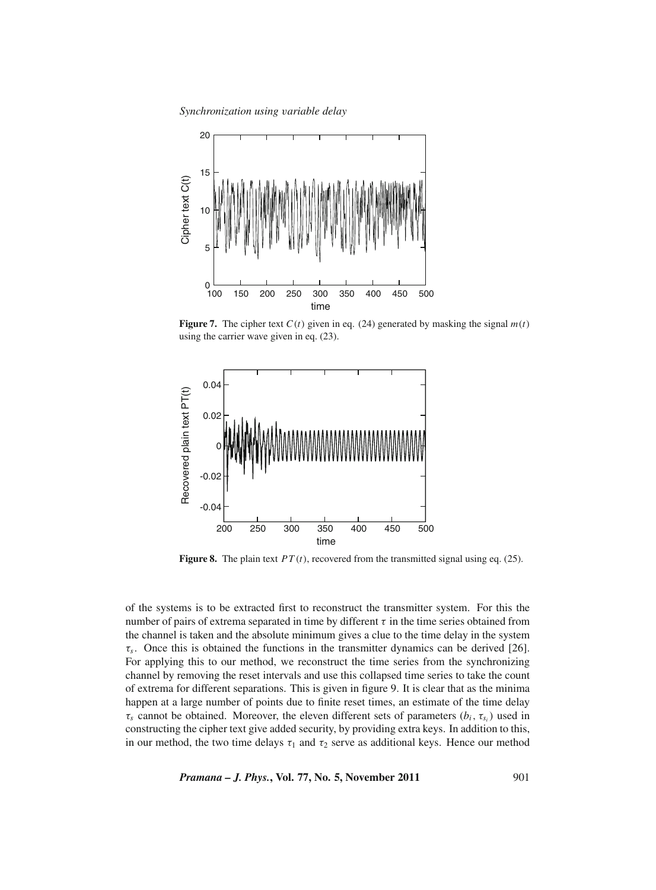**Figure 7.** The cipher text $C(t)$ given in eq. (24) generated by masking the signal $m(t)$ using the carrier wave given in eq. (23).

**Figure 8.** The plain text $PT(t)$, recovered from the transmitted signal using eq. (25).

of the systems is to be extracted first to reconstruct the transmitter system. For this the number of pairs of extrema separated in time by different $\tau$ in the time series obtained from the channel is taken and the absolute minimum gives a clue to the time delay in the system $\tau_s$. Once this is obtained the functions in the transmitter dynamics can be derived [26]. For applying this to our method, we reconstruct the time series from the synchronizing channel by removing the reset intervals and use this collapsed time series to take the count of extrema for different separations. This is given in figure 9. It is clear that as the minima happen at a large number of points due to finite reset times, an estimate of the time delay $\tau_s$ cannot be obtained. Moreover, the eleven different sets of parameters $(b_i, \tau_{s_i})$ used in constructing the cipher text give added security, by providing extra keys. In addition to this, in our method, the two time delays $\tau_1$ and $\tau_2$ serve as additional keys. Hence our method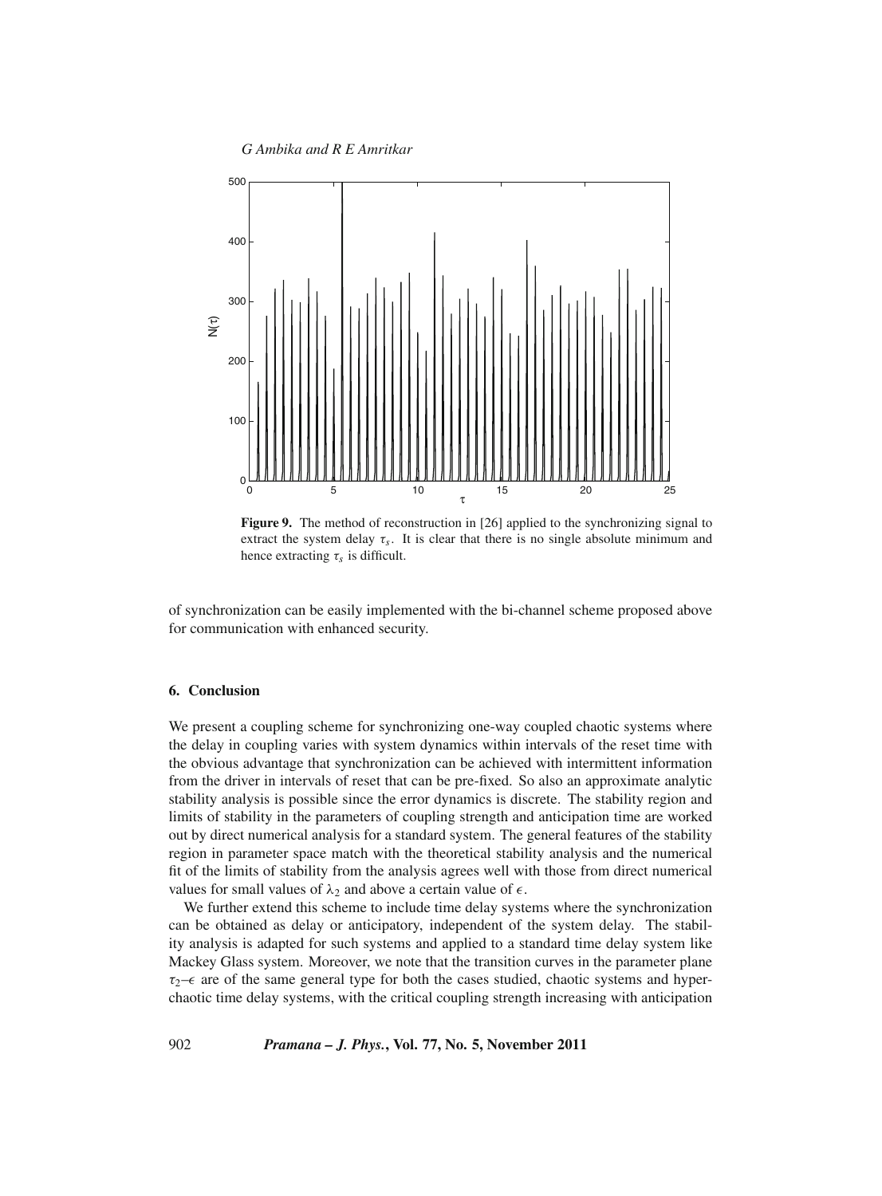**Figure 9.** The method of reconstruction in [26] applied to the synchronizing signal to extract the system delay $\tau_s$. It is clear that there is no single absolute minimum and hence extracting $\tau_s$ is difficult.

of synchronization can be easily implemented with the bi-channel scheme proposed above for communication with enhanced security.

## 6. Conclusion

We present a coupling scheme for synchronizing one-way coupled chaotic systems where the delay in coupling varies with system dynamics within intervals of the reset time with the obvious advantage that synchronization can be achieved with intermittent information from the driver in intervals of reset that can be pre-fixed. So also an approximate analytic stability analysis is possible since the error dynamics is discrete. The stability region and limits of stability in the parameters of coupling strength and anticipation time are worked out by direct numerical analysis for a standard system. The general features of the stability region in parameter space match with the theoretical stability analysis and the numerical fit of the limits of stability from the analysis agrees well with those from direct numerical values for small values of $\lambda_2$ and above a certain value of $\epsilon$.

We further extend this scheme to include time delay systems where the synchronization can be obtained as delay or anticipatory, independent of the system delay. The stability analysis is adapted for such systems and applied to a standard time delay system like Mackey Glass system. Moreover, we note that the transition curves in the parameter plane $\tau_2$–$\epsilon$ are of the same general type for both the cases studied, chaotic systems and hyperchaotic time delay systems, with the critical coupling strength increasing with anticipation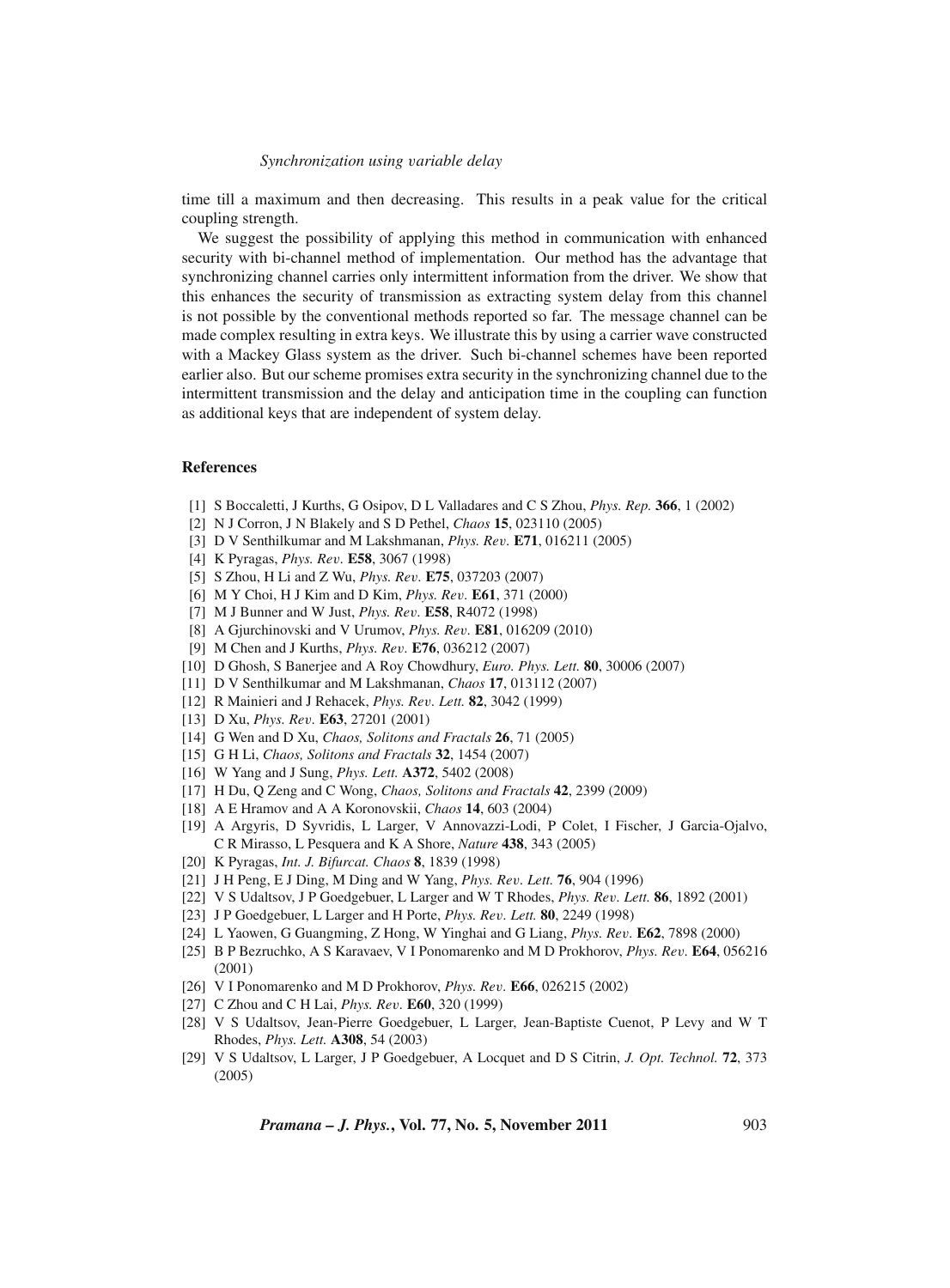time till a maximum and then decreasing. This results in a peak value for the critical coupling strength.

We suggest the possibility of applying this method in communication with enhanced security with bi-channel method of implementation. Our method has the advantage that synchronizing channel carries only intermittent information from the driver. We show that this enhances the security of transmission as extracting system delay from this channel is not possible by the conventional methods reported so far. The message channel can be made complex resulting in extra keys. We illustrate this by using a carrier wave constructed with a Mackey Glass system as the driver. Such bi-channel schemes have been reported earlier also. But our scheme promises extra security in the synchronizing channel due to the intermittent transmission and the delay and anticipation time in the coupling can function as additional keys that are independent of system delay.

## References

[1] S Boccaletti, J Kurths, G Osipov, D L Valladares and C S Zhou, *Phys. Rep.* **366**, 1 (2002)

[2] N J Corron, J N Blakely and S D Pethel, *Chaos* **15**, 023110 (2005)

[3] D V Senthilkumar and M Lakshmanan, *Phys. Rev.* **E71**, 016211 (2005)

[4] K Pyragas, *Phys. Rev.* **E58**, 3067 (1998)

[5] S Zhou, H Li and Z Wu, *Phys. Rev.* **E75**, 037203 (2007)

[6] M Y Choi, H J Kim and D Kim, *Phys. Rev.* **E61**, 371 (2000)

[7] M J Bunner and W Just, *Phys. Rev.* **E58**, R4072 (1998)

[8] A Gjurchinovski and V Urumov, *Phys. Rev.* **E81**, 016209 (2010)

[9] M Chen and J Kurths, *Phys. Rev.* **E76**, 036212 (2007)

[10] D Ghosh, S Banerjee and A Roy Chowdhury, *Euro. Phys. Lett.* **80**, 30006 (2007)

[11] D V Senthilkumar and M Lakshmanan, *Chaos* **17**, 013112 (2007)

[12] R Mainieri and J Rehacek, *Phys. Rev. Lett.* **82**, 3042 (1999)

[13] D Xu, *Phys. Rev.* **E63**, 27201 (2001)

[14] G Wen and D Xu, *Chaos, Solitons and Fractals* **26**, 71 (2005)

[15] G H Li, *Chaos, Solitons and Fractals* **32**, 1454 (2007)

[16] W Yang and J Sung, *Phys. Lett.* **A372**, 5402 (2008)

[17] H Du, Q Zeng and C Wong, *Chaos, Solitons and Fractals* **42**, 2399 (2009)

[18] A E Hramov and A A Koronovskii, *Chaos* **14**, 603 (2004)

[19] A Argyris, D Syvridis, L Larger, V Annovazzi-Lodi, P Colet, I Fischer, J Garcia-Ojalvo, C R Mirasso, L Pesquera and K A Shore, *Nature* **438**, 343 (2005)

[20] K Pyragas, *Int. J. Bifurcat. Chaos* **8**, 1839 (1998)

[21] J H Peng, E J Ding, M Ding and W Yang, *Phys. Rev. Lett.* **76**, 904 (1996)

[22] V S Udaltsov, J P Goedgebuer, L Larger and W T Rhodes, *Phys. Rev. Lett.* **86**, 1892 (2001)

[23] J P Goedgebuer, L Larger and H Porte, *Phys. Rev. Lett.* **80**, 2249 (1998)

[24] L Yaowen, G Guangming, Z Hong, W Yinghai and G Liang, *Phys. Rev.* **E62**, 7898 (2000)

[25] B P Bezruchko, A S Karavaev, V I Ponomarenko and M D Prokhorov, *Phys. Rev.* **E64**, 056216 (2001)

[26] V I Ponomarenko and M D Prokhorov, *Phys. Rev.* **E66**, 026215 (2002)

[27] C Zhou and C H Lai, *Phys. Rev.* **E60**, 320 (1999)

[28] V S Udaltsov, Jean-Pierre Goedgebuer, L Larger, Jean-Baptiste Cuenot, P Levy and W T Rhodes, *Phys. Lett.* **A308**, 54 (2003)

[29] V S Udaltsov, L Larger, J P Goedgebuer, A Locquet and D S Citrin, *J. Opt. Technol.* **72**, 373 (2005)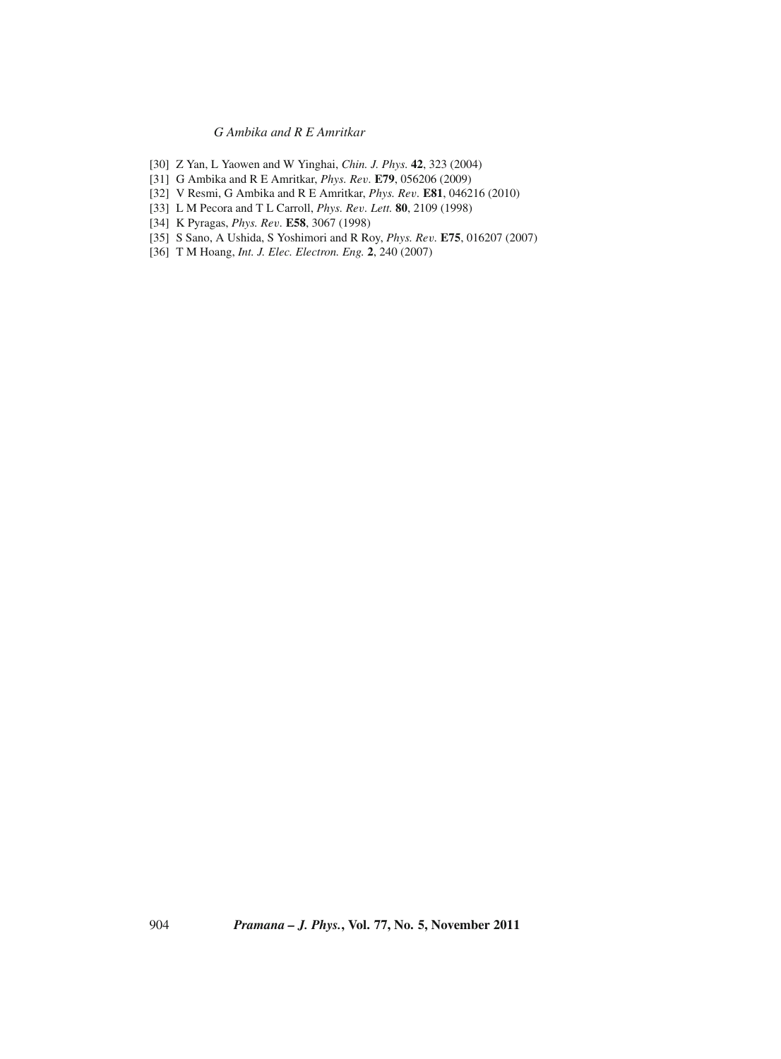[30] Z Yan, L Yaowen and W Yinghai, *Chin. J. Phys.* **42**, 323 (2004)
[31] G Ambika and R E Amritkar, *Phys. Rev.* **E79**, 056206 (2009)
[32] V Resmi, G Ambika and R E Amritkar, *Phys. Rev.* **E81**, 046216 (2010)
[33] L M Pecora and T L Carroll, *Phys. Rev. Lett.* **80**, 2109 (1998)
[34] K Pyragas, *Phys. Rev.* **E58**, 3067 (1998)
[35] S Sano, A Ushida, S Yoshimori and R Roy, *Phys. Rev.* **E75**, 016207 (2007)
[36] T M Hoang, *Int. J. Elec. Electron. Eng.* **2**, 240 (2007)